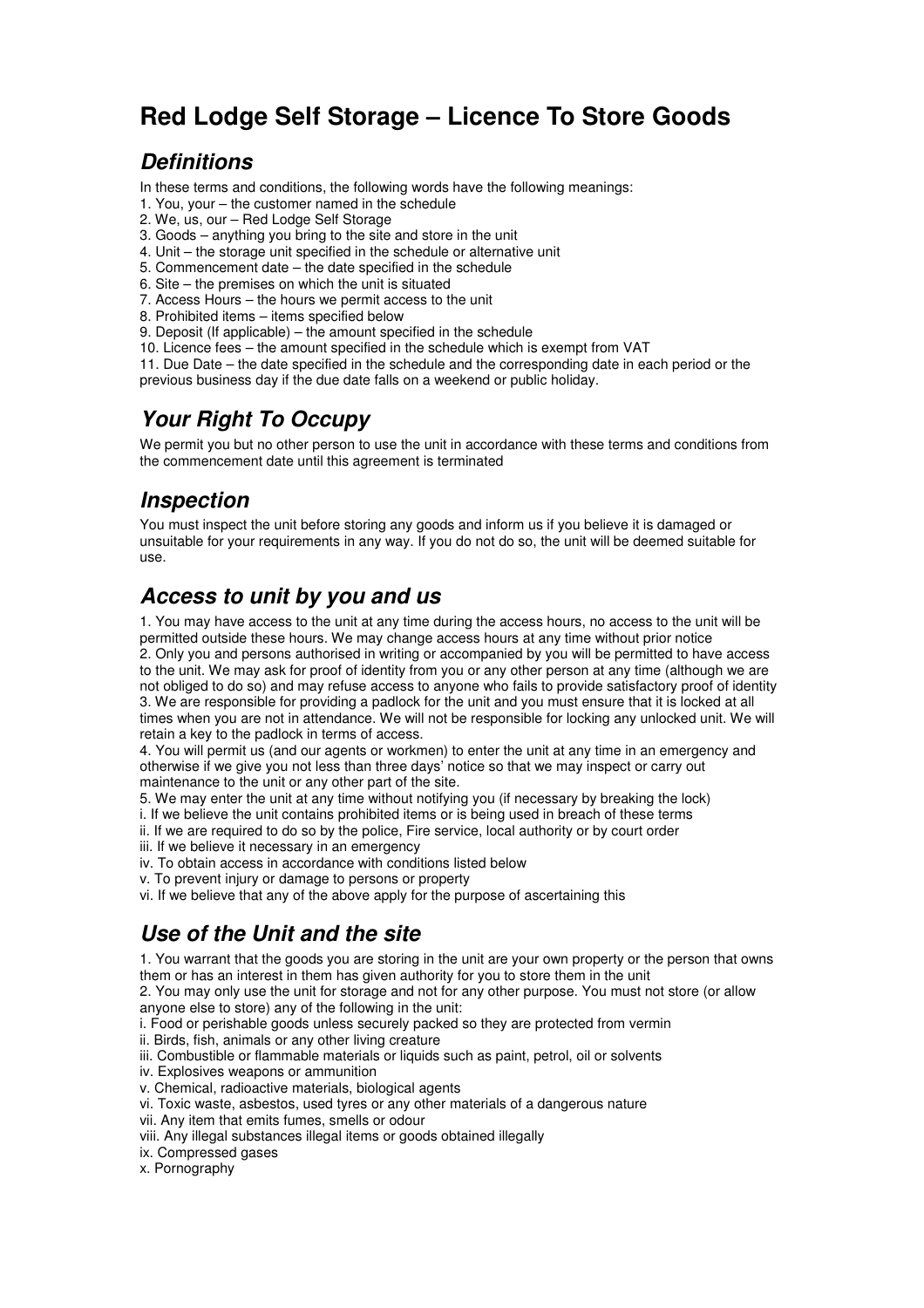# Red Lodge Self Storage – Licence To Store Goods

## *Definitions*

In these terms and conditions, the following words have the following meanings:

1. You, your – the customer named in the schedule
2. We, us, our – Red Lodge Self Storage
3. Goods – anything you bring to the site and store in the unit
4. Unit – the storage unit specified in the schedule or alternative unit
5. Commencement date – the date specified in the schedule
6. Site – the premises on which the unit is situated
7. Access Hours – the hours we permit access to the unit
8. Prohibited items – items specified below
9. Deposit (If applicable) – the amount specified in the schedule
10. Licence fees – the amount specified in the schedule which is exempt from VAT
11. Due Date – the date specified in the schedule and the corresponding date in each period or the previous business day if the due date falls on a weekend or public holiday.

## *Your Right To Occupy*

We permit you but no other person to use the unit in accordance with these terms and conditions from the commencement date until this agreement is terminated

## *Inspection*

You must inspect the unit before storing any goods and inform us if you believe it is damaged or unsuitable for your requirements in any way. If you do not do so, the unit will be deemed suitable for use.

## *Access to unit by you and us*

1. You may have access to the unit at any time during the access hours, no access to the unit will be permitted outside these hours. We may change access hours at any time without prior notice
2. Only you and persons authorised in writing or accompanied by you will be permitted to have access to the unit. We may ask for proof of identity from you or any other person at any time (although we are not obliged to do so) and may refuse access to anyone who fails to provide satisfactory proof of identity
3. We are responsible for providing a padlock for the unit and you must ensure that it is locked at all times when you are not in attendance. We will not be responsible for locking any unlocked unit. We will retain a key to the padlock in terms of access.
4. You will permit us (and our agents or workmen) to enter the unit at any time in an emergency and otherwise if we give you not less than three days' notice so that we may inspect or carry out maintenance to the unit or any other part of the site.
5. We may enter the unit at any time without notifying you (if necessary by breaking the lock)

i. If we believe the unit contains prohibited items or is being used in breach of these terms
ii. If we are required to do so by the police, Fire service, local authority or by court order
iii. If we believe it necessary in an emergency
iv. To obtain access in accordance with conditions listed below
v. To prevent injury or damage to persons or property
vi. If we believe that any of the above apply for the purpose of ascertaining this

## *Use of the Unit and the site*

1. You warrant that the goods you are storing in the unit are your own property or the person that owns them or has an interest in them has given authority for you to store them in the unit
2. You may only use the unit for storage and not for any other purpose. You must not store (or allow anyone else to store) any of the following in the unit:

i. Food or perishable goods unless securely packed so they are protected from vermin
ii. Birds, fish, animals or any other living creature
iii. Combustible or flammable materials or liquids such as paint, petrol, oil or solvents
iv. Explosives weapons or ammunition
v. Chemical, radioactive materials, biological agents
vi. Toxic waste, asbestos, used tyres or any other materials of a dangerous nature
vii. Any item that emits fumes, smells or odour
viii. Any illegal substances illegal items or goods obtained illegally
ix. Compressed gases
x. Pornography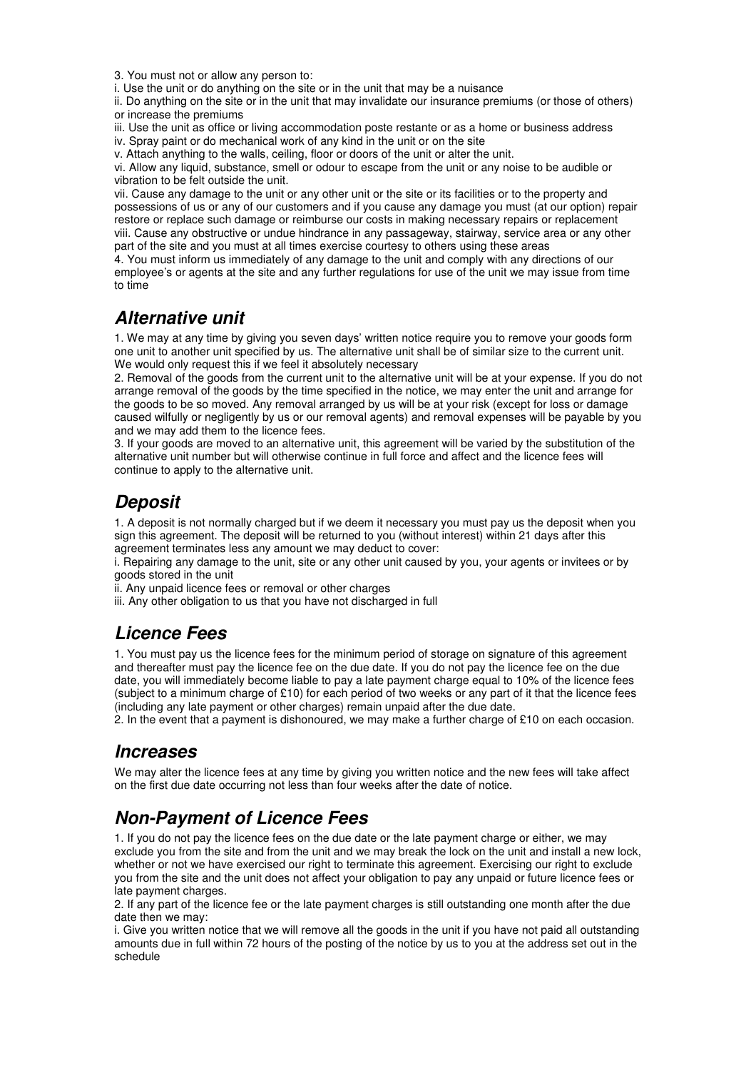3. You must not or allow any person to:

i. Use the unit or do anything on the site or in the unit that may be a nuisance

ii. Do anything on the site or in the unit that may invalidate our insurance premiums (or those of others) or increase the premiums

iii. Use the unit as office or living accommodation poste restante or as a home or business address

iv. Spray paint or do mechanical work of any kind in the unit or on the site

v. Attach anything to the walls, ceiling, floor or doors of the unit or alter the unit.

vi. Allow any liquid, substance, smell or odour to escape from the unit or any noise to be audible or vibration to be felt outside the unit.

vii. Cause any damage to the unit or any other unit or the site or its facilities or to the property and possessions of us or any of our customers and if you cause any damage you must (at our option) repair restore or replace such damage or reimburse our costs in making necessary repairs or replacement

viii. Cause any obstructive or undue hindrance in any passageway, stairway, service area or any other part of the site and you must at all times exercise courtesy to others using these areas

4. You must inform us immediately of any damage to the unit and comply with any directions of our employee's or agents at the site and any further regulations for use of the unit we may issue from time to time

## ***Alternative unit***

1. We may at any time by giving you seven days' written notice require you to remove your goods form one unit to another unit specified by us. The alternative unit shall be of similar size to the current unit. We would only request this if we feel it absolutely necessary

2. Removal of the goods from the current unit to the alternative unit will be at your expense. If you do not arrange removal of the goods by the time specified in the notice, we may enter the unit and arrange for the goods to be so moved. Any removal arranged by us will be at your risk (except for loss or damage caused wilfully or negligently by us or our removal agents) and removal expenses will be payable by you and we may add them to the licence fees.

3. If your goods are moved to an alternative unit, this agreement will be varied by the substitution of the alternative unit number but will otherwise continue in full force and affect and the licence fees will continue to apply to the alternative unit.

## ***Deposit***

1. A deposit is not normally charged but if we deem it necessary you must pay us the deposit when you sign this agreement. The deposit will be returned to you (without interest) within 21 days after this agreement terminates less any amount we may deduct to cover:

i. Repairing any damage to the unit, site or any other unit caused by you, your agents or invitees or by goods stored in the unit

ii. Any unpaid licence fees or removal or other charges

iii. Any other obligation to us that you have not discharged in full

## ***Licence Fees***

1. You must pay us the licence fees for the minimum period of storage on signature of this agreement and thereafter must pay the licence fee on the due date. If you do not pay the licence fee on the due date, you will immediately become liable to pay a late payment charge equal to 10% of the licence fees (subject to a minimum charge of £10) for each period of two weeks or any part of it that the licence fees (including any late payment or other charges) remain unpaid after the due date.

2. In the event that a payment is dishonoured, we may make a further charge of £10 on each occasion.

## ***Increases***

We may alter the licence fees at any time by giving you written notice and the new fees will take affect on the first due date occurring not less than four weeks after the date of notice.

## ***Non-Payment of Licence Fees***

1. If you do not pay the licence fees on the due date or the late payment charge or either, we may exclude you from the site and from the unit and we may break the lock on the unit and install a new lock, whether or not we have exercised our right to terminate this agreement. Exercising our right to exclude you from the site and the unit does not affect your obligation to pay any unpaid or future licence fees or late payment charges.

2. If any part of the licence fee or the late payment charges is still outstanding one month after the due date then we may:

i. Give you written notice that we will remove all the goods in the unit if you have not paid all outstanding amounts due in full within 72 hours of the posting of the notice by us to you at the address set out in the schedule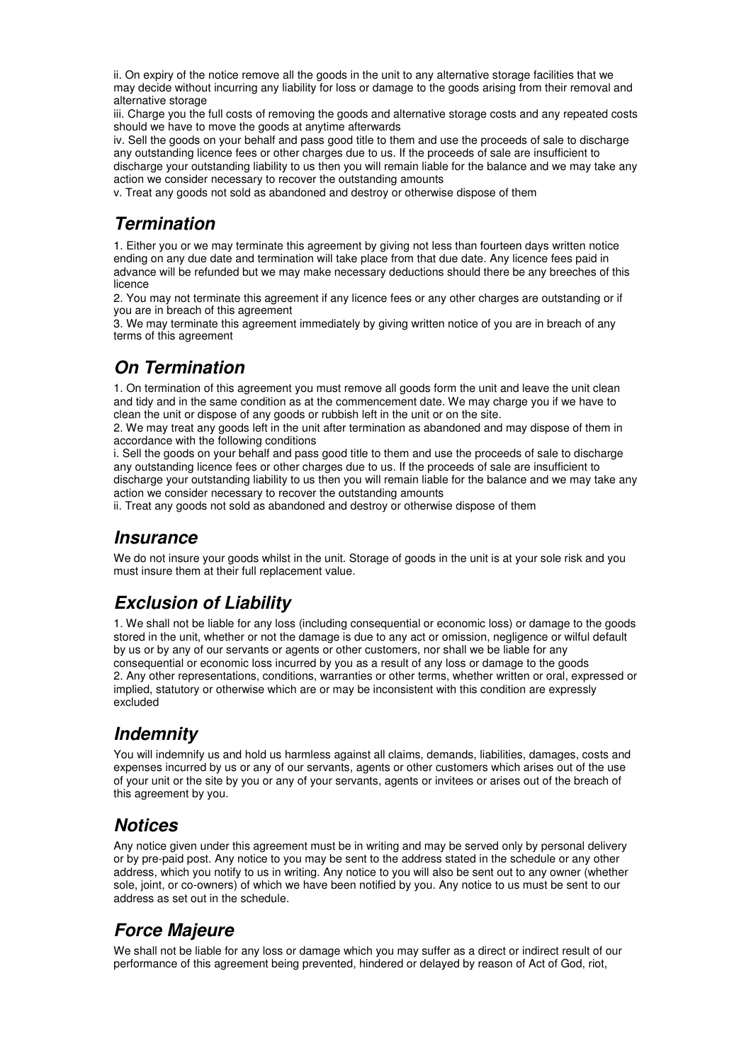ii. On expiry of the notice remove all the goods in the unit to any alternative storage facilities that we may decide without incurring any liability for loss or damage to the goods arising from their removal and alternative storage

iii. Charge you the full costs of removing the goods and alternative storage costs and any repeated costs should we have to move the goods at anytime afterwards

iv. Sell the goods on your behalf and pass good title to them and use the proceeds of sale to discharge any outstanding licence fees or other charges due to us. If the proceeds of sale are insufficient to discharge your outstanding liability to us then you will remain liable for the balance and we may take any action we consider necessary to recover the outstanding amounts

v. Treat any goods not sold as abandoned and destroy or otherwise dispose of them

## *Termination*

1. Either you or we may terminate this agreement by giving not less than fourteen days written notice ending on any due date and termination will take place from that due date. Any licence fees paid in advance will be refunded but we may make necessary deductions should there be any breeches of this licence

2. You may not terminate this agreement if any licence fees or any other charges are outstanding or if you are in breach of this agreement

3. We may terminate this agreement immediately by giving written notice of you are in breach of any terms of this agreement

## *On Termination*

1. On termination of this agreement you must remove all goods form the unit and leave the unit clean and tidy and in the same condition as at the commencement date. We may charge you if we have to clean the unit or dispose of any goods or rubbish left in the unit or on the site.

2. We may treat any goods left in the unit after termination as abandoned and may dispose of them in accordance with the following conditions

i. Sell the goods on your behalf and pass good title to them and use the proceeds of sale to discharge any outstanding licence fees or other charges due to us. If the proceeds of sale are insufficient to discharge your outstanding liability to us then you will remain liable for the balance and we may take any action we consider necessary to recover the outstanding amounts

ii. Treat any goods not sold as abandoned and destroy or otherwise dispose of them

## *Insurance*

We do not insure your goods whilst in the unit. Storage of goods in the unit is at your sole risk and you must insure them at their full replacement value.

## *Exclusion of Liability*

1. We shall not be liable for any loss (including consequential or economic loss) or damage to the goods stored in the unit, whether or not the damage is due to any act or omission, negligence or wilful default by us or by any of our servants or agents or other customers, nor shall we be liable for any consequential or economic loss incurred by you as a result of any loss or damage to the goods

2. Any other representations, conditions, warranties or other terms, whether written or oral, expressed or implied, statutory or otherwise which are or may be inconsistent with this condition are expressly excluded

## *Indemnity*

You will indemnify us and hold us harmless against all claims, demands, liabilities, damages, costs and expenses incurred by us or any of our servants, agents or other customers which arises out of the use of your unit or the site by you or any of your servants, agents or invitees or arises out of the breach of this agreement by you.

## *Notices*

Any notice given under this agreement must be in writing and may be served only by personal delivery or by pre-paid post. Any notice to you may be sent to the address stated in the schedule or any other address, which you notify to us in writing. Any notice to you will also be sent out to any owner (whether sole, joint, or co-owners) of which we have been notified by you. Any notice to us must be sent to our address as set out in the schedule.

## *Force Majeure*

We shall not be liable for any loss or damage which you may suffer as a direct or indirect result of our performance of this agreement being prevented, hindered or delayed by reason of Act of God, riot,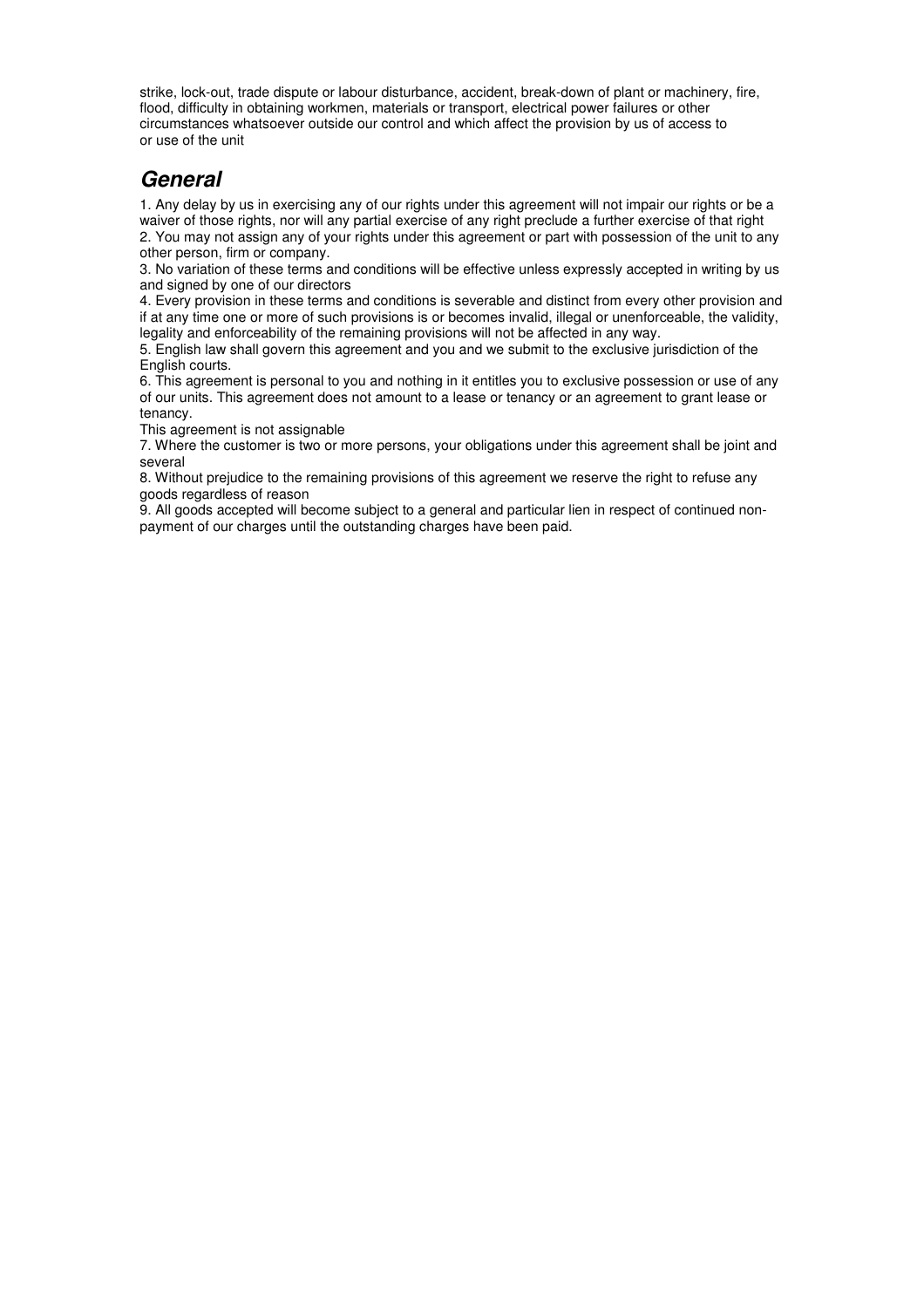strike, lock-out, trade dispute or labour disturbance, accident, break-down of plant or machinery, fire, flood, difficulty in obtaining workmen, materials or transport, electrical power failures or other circumstances whatsoever outside our control and which affect the provision by us of access to or use of the unit

## *General*

1. Any delay by us in exercising any of our rights under this agreement will not impair our rights or be a waiver of those rights, nor will any partial exercise of any right preclude a further exercise of that right
2. You may not assign any of your rights under this agreement or part with possession of the unit to any other person, firm or company.
3. No variation of these terms and conditions will be effective unless expressly accepted in writing by us and signed by one of our directors
4. Every provision in these terms and conditions is severable and distinct from every other provision and if at any time one or more of such provisions is or becomes invalid, illegal or unenforceable, the validity, legality and enforceability of the remaining provisions will not be affected in any way.
5. English law shall govern this agreement and you and we submit to the exclusive jurisdiction of the English courts.
6. This agreement is personal to you and nothing in it entitles you to exclusive possession or use of any of our units. This agreement does not amount to a lease or tenancy or an agreement to grant lease or tenancy.
   This agreement is not assignable
7. Where the customer is two or more persons, your obligations under this agreement shall be joint and several
8. Without prejudice to the remaining provisions of this agreement we reserve the right to refuse any goods regardless of reason
9. All goods accepted will become subject to a general and particular lien in respect of continued non-payment of our charges until the outstanding charges have been paid.